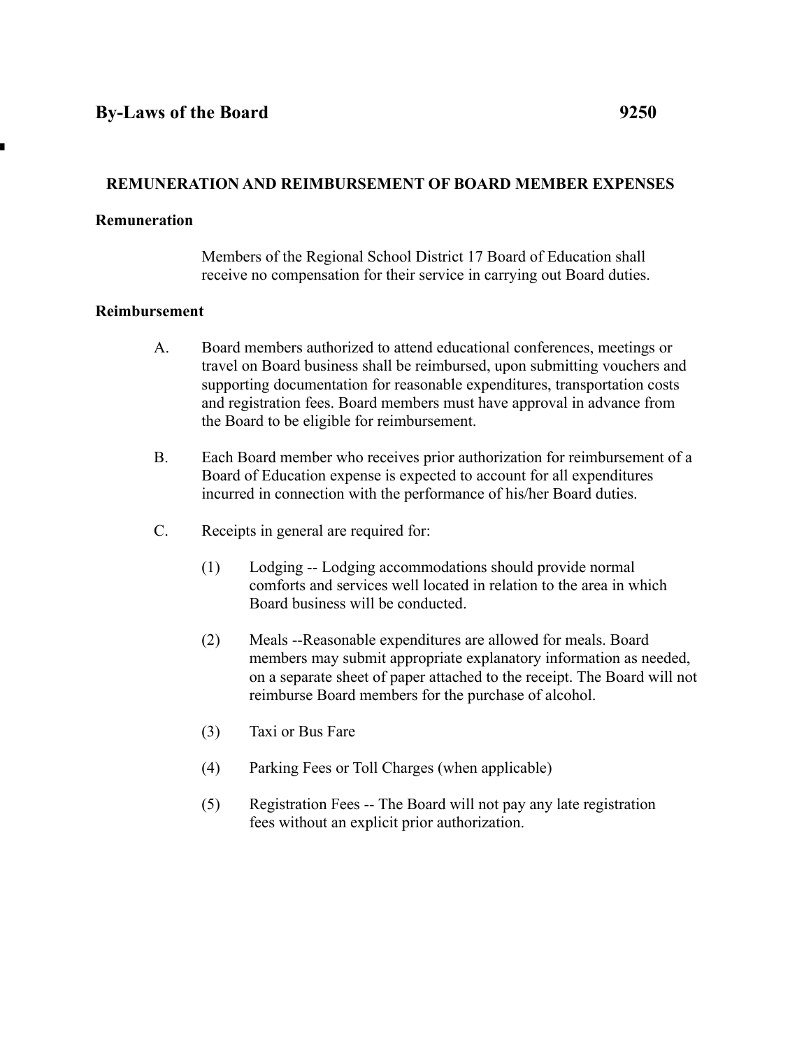## By-Laws of the Board 9250

### REMUNERATION AND REIMBURSEMENT OF BOARD MEMBER EXPENSES

**Remuneration**

Members of the Regional School District 17 Board of Education shall receive no compensation for their service in carrying out Board duties.

**Reimbursement**

A. Board members authorized to attend educational conferences, meetings or travel on Board business shall be reimbursed, upon submitting vouchers and supporting documentation for reasonable expenditures, transportation costs and registration fees. Board members must have approval in advance from the Board to be eligible for reimbursement.

B. Each Board member who receives prior authorization for reimbursement of a Board of Education expense is expected to account for all expenditures incurred in connection with the performance of his/her Board duties.

C. Receipts in general are required for:

(1) Lodging -- Lodging accommodations should provide normal comforts and services well located in relation to the area in which Board business will be conducted.

(2) Meals --Reasonable expenditures are allowed for meals. Board members may submit appropriate explanatory information as needed, on a separate sheet of paper attached to the receipt. The Board will not reimburse Board members for the purchase of alcohol.

(3) Taxi or Bus Fare

(4) Parking Fees or Toll Charges (when applicable)

(5) Registration Fees -- The Board will not pay any late registration fees without an explicit prior authorization.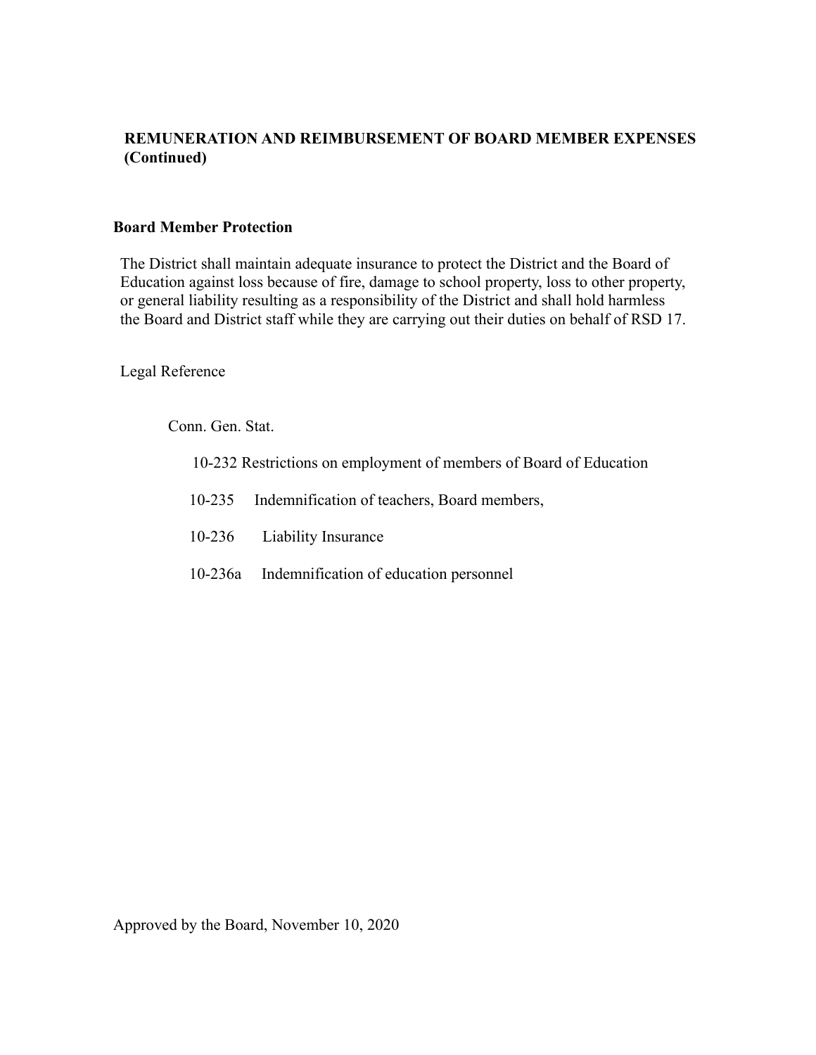## REMUNERATION AND REIMBURSEMENT OF BOARD MEMBER EXPENSES (Continued)

### Board Member Protection

The District shall maintain adequate insurance to protect the District and the Board of Education against loss because of fire, damage to school property, loss to other property, or general liability resulting as a responsibility of the District and shall hold harmless the Board and District staff while they are carrying out their duties on behalf of RSD 17.

Legal Reference

Conn. Gen. Stat.

10-232 Restrictions on employment of members of Board of Education

10-235 Indemnification of teachers, Board members,

10-236 Liability Insurance

10-236a Indemnification of education personnel

Approved by the Board, November 10, 2020